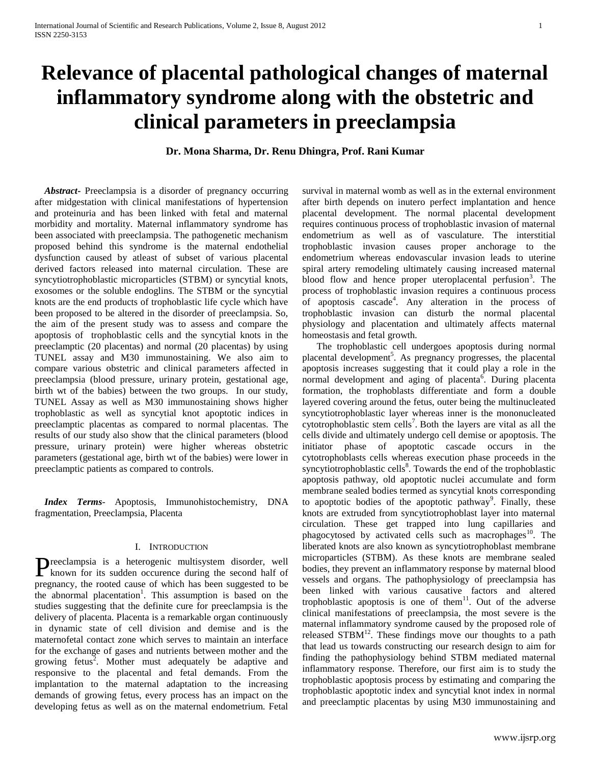# Relevance of placental pathological changes of maternal inflammatory syndrome along with the obstetric and clinical parameters in preeclampsia

**Dr. Mona Sharma, Dr. Renu Dhingra, Prof. Rani Kumar**

***Abstract-*** Preeclampsia is a disorder of pregnancy occurring after midgestation with clinical manifestations of hypertension and proteinuria and has been linked with fetal and maternal morbidity and mortality. Maternal inflammatory syndrome has been associated with preeclampsia. The pathogenetic mechanism proposed behind this syndrome is the maternal endothelial dysfunction caused by atleast of subset of various placental derived factors released into maternal circulation. These are syncytiotrophoblastic microparticles (STBM) or syncytial knots, exosomes or the soluble endoglins. The STBM or the syncytial knots are the end products of trophoblastic life cycle which have been proposed to be altered in the disorder of preeclampsia. So, the aim of the present study was to assess and compare the apoptosis of trophoblastic cells and the syncytial knots in the preeclamptic (20 placentas) and normal (20 placentas) by using TUNEL assay and M30 immunostaining. We also aim to compare various obstetric and clinical parameters affected in preeclampsia (blood pressure, urinary protein, gestational age, birth wt of the babies) between the two groups. In our study, TUNEL Assay as well as M30 immunostaining shows higher trophoblastic as well as syncytial knot apoptotic indices in preeclamptic placentas as compared to normal placentas. The results of our study also show that the clinical parameters (blood pressure, urinary protein) were higher whereas obstetric parameters (gestational age, birth wt of the babies) were lower in preeclamptic patients as compared to controls.

***Index Terms-*** Apoptosis, Immunohistochemistry, DNA fragmentation, Preeclampsia, Placenta

## I. Introduction

Preeclampsia is a heterogenic multisystem disorder, well known for its sudden occurence during the second half of pregnancy, the rooted cause of which has been suggested to be the abnormal placentation[1]. This assumption is based on the studies suggesting that the definite cure for preeclampsia is the delivery of placenta. Placenta is a remarkable organ continuously in dynamic state of cell division and demise and is the maternofetal contact zone which serves to maintain an interface for the exchange of gases and nutrients between mother and the growing fetus[2]. Mother must adequately be adaptive and responsive to the placental and fetal demands. From the implantation to the maternal adaptation to the increasing demands of growing fetus, every process has an impact on the developing fetus as well as on the maternal endometrium. Fetal survival in maternal womb as well as in the external environment after birth depends on inutero perfect implantation and hence placental development. The normal placental development requires continuous process of trophoblastic invasion of maternal endometrium as well as of vasculature. The interstitial trophoblastic invasion causes proper anchorage to the endometrium whereas endovascular invasion leads to uterine spiral artery remodeling ultimately causing increased maternal blood flow and hence proper uteroplacental perfusion[3]. The process of trophoblastic invasion requires a continuous process of apoptosis cascade[4]. Any alteration in the process of trophoblastic invasion can disturb the normal placental physiology and placentation and ultimately affects maternal homeostasis and fetal growth.

The trophoblastic cell undergoes apoptosis during normal placental development[5]. As pregnancy progresses, the placental apoptosis increases suggesting that it could play a role in the normal development and aging of placenta[6]. During placenta formation, the trophoblasts differentiate and form a double layered covering around the fetus, outer being the multinucleated syncytiotrophoblastic layer whereas inner is the mononucleated cytotrophoblastic stem cells[7]. Both the layers are vital as all the cells divide and ultimately undergo cell demise or apoptosis. The initiator phase of apoptotic cascade occurs in the cytotrophoblasts cells whereas execution phase proceeds in the syncytiotrophoblastic cells[8]. Towards the end of the trophoblastic apoptosis pathway, old apoptotic nuclei accumulate and form membrane sealed bodies termed as syncytial knots corresponding to apoptotic bodies of the apoptotic pathway[9]. Finally, these knots are extruded from syncytiotrophoblast layer into maternal circulation. These get trapped into lung capillaries and phagocytosed by activated cells such as macrophages[10]. The liberated knots are also known as syncytiotrophoblast membrane microparticles (STBM). As these knots are membrane sealed bodies, they prevent an inflammatory response by maternal blood vessels and organs. The pathophysiology of preeclampsia has been linked with various causative factors and altered trophoblastic apoptosis is one of them[11]. Out of the adverse clinical manifestations of preeclampsia, the most severe is the maternal inflammatory syndrome caused by the proposed role of released STBM[12]. These findings move our thoughts to a path that lead us towards constructing our research design to aim for finding the pathophysiology behind STBM mediated maternal inflammatory response. Therefore, our first aim is to study the trophoblastic apoptosis process by estimating and comparing the trophoblastic apoptotic index and syncytial knot index in normal and preeclamptic placentas by using M30 immunostaining and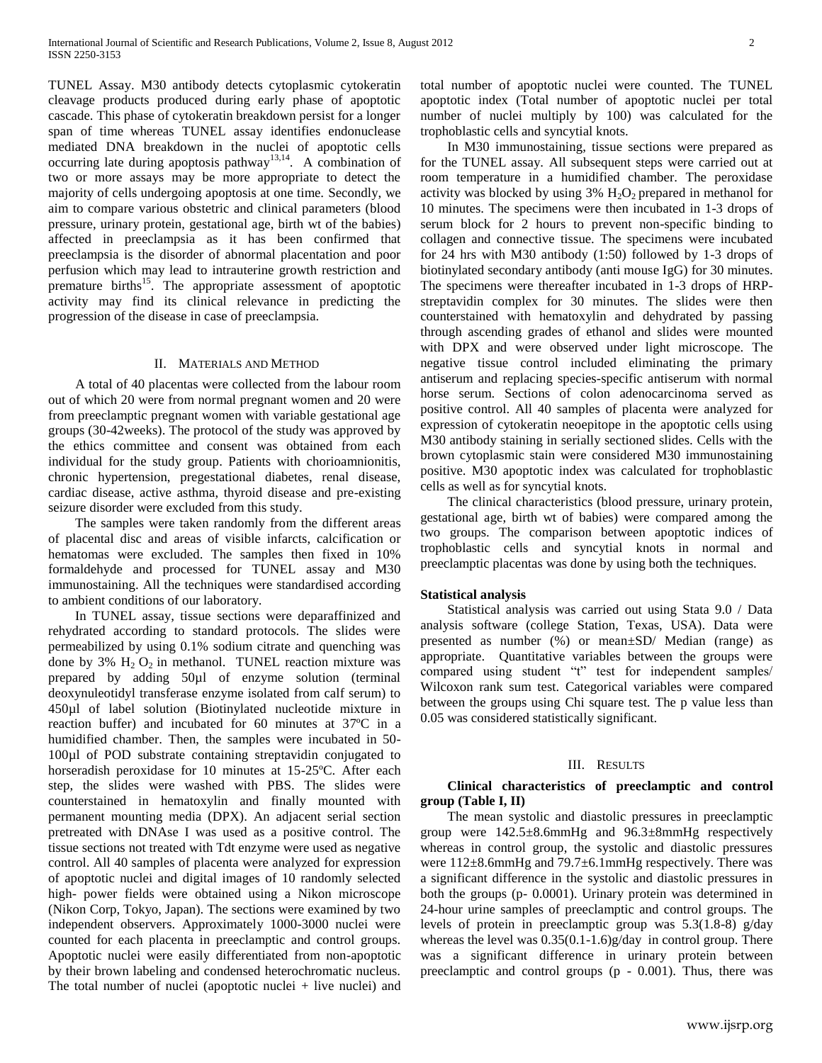TUNEL Assay. M30 antibody detects cytoplasmic cytokeratin cleavage products produced during early phase of apoptotic cascade. This phase of cytokeratin breakdown persist for a longer span of time whereas TUNEL assay identifies endonuclease mediated DNA breakdown in the nuclei of apoptotic cells occurring late during apoptosis pathway[13,14]. A combination of two or more assays may be more appropriate to detect the majority of cells undergoing apoptosis at one time. Secondly, we aim to compare various obstetric and clinical parameters (blood pressure, urinary protein, gestational age, birth wt of the babies) affected in preeclampsia as it has been confirmed that preeclampsia is the disorder of abnormal placentation and poor perfusion which may lead to intrauterine growth restriction and premature births[15]. The appropriate assessment of apoptotic activity may find its clinical relevance in predicting the progression of the disease in case of preeclampsia.

## II. Materials and Method

A total of 40 placentas were collected from the labour room out of which 20 were from normal pregnant women and 20 were from preeclamptic pregnant women with variable gestational age groups (30-42weeks). The protocol of the study was approved by the ethics committee and consent was obtained from each individual for the study group. Patients with chorioamnionitis, chronic hypertension, pregestational diabetes, renal disease, cardiac disease, active asthma, thyroid disease and pre-existing seizure disorder were excluded from this study.

The samples were taken randomly from the different areas of placental disc and areas of visible infarcts, calcification or hematomas were excluded. The samples then fixed in 10% formaldehyde and processed for TUNEL assay and M30 immunostaining. All the techniques were standardised according to ambient conditions of our laboratory.

In TUNEL assay, tissue sections were deparaffinized and rehydrated according to standard protocols. The slides were permeabilized by using 0.1% sodium citrate and quenching was done by 3% $H_2O_2$ in methanol. TUNEL reaction mixture was prepared by adding 50µl of enzyme solution (terminal deoxynuleotidyl transferase enzyme isolated from calf serum) to 450µl of label solution (Biotinylated nucleotide mixture in reaction buffer) and incubated for 60 minutes at 37ºC in a humidified chamber. Then, the samples were incubated in 50-100µl of POD substrate containing streptavidin conjugated to horseradish peroxidase for 10 minutes at 15-25ºC. After each step, the slides were washed with PBS. The slides were counterstained in hematoxylin and finally mounted with permanent mounting media (DPX). An adjacent serial section pretreated with DNAse I was used as a positive control. The tissue sections not treated with Tdt enzyme were used as negative control. All 40 samples of placenta were analyzed for expression of apoptotic nuclei and digital images of 10 randomly selected high- power fields were obtained using a Nikon microscope (Nikon Corp, Tokyo, Japan). The sections were examined by two independent observers. Approximately 1000-3000 nuclei were counted for each placenta in preeclamptic and control groups. Apoptotic nuclei were easily differentiated from non-apoptotic by their brown labeling and condensed heterochromatic nucleus. The total number of nuclei (apoptotic nuclei + live nuclei) and total number of apoptotic nuclei were counted. The TUNEL apoptotic index (Total number of apoptotic nuclei per total number of nuclei multiply by 100) was calculated for the trophoblastic cells and syncytial knots.

In M30 immunostaining, tissue sections were prepared as for the TUNEL assay. All subsequent steps were carried out at room temperature in a humidified chamber. The peroxidase activity was blocked by using 3% $H_2O_2$ prepared in methanol for 10 minutes. The specimens were then incubated in 1-3 drops of serum block for 2 hours to prevent non-specific binding to collagen and connective tissue. The specimens were incubated for 24 hrs with M30 antibody (1:50) followed by 1-3 drops of biotinylated secondary antibody (anti mouse IgG) for 30 minutes. The specimens were thereafter incubated in 1-3 drops of HRP-streptavidin complex for 30 minutes. The slides were then counterstained with hematoxylin and dehydrated by passing through ascending grades of ethanol and slides were mounted with DPX and were observed under light microscope. The negative tissue control included eliminating the primary antiserum and replacing species-specific antiserum with normal horse serum. Sections of colon adenocarcinoma served as positive control. All 40 samples of placenta were analyzed for expression of cytokeratin neoepitope in the apoptotic cells using M30 antibody staining in serially sectioned slides. Cells with the brown cytoplasmic stain were considered M30 immunostaining positive. M30 apoptotic index was calculated for trophoblastic cells as well as for syncytial knots.

The clinical characteristics (blood pressure, urinary protein, gestational age, birth wt of babies) were compared among the two groups. The comparison between apoptotic indices of trophoblastic cells and syncytial knots in normal and preeclamptic placentas was done by using both the techniques.

**Statistical analysis**

Statistical analysis was carried out using Stata 9.0 / Data analysis software (college Station, Texas, USA). Data were presented as number (%) or mean±SD/ Median (range) as appropriate. Quantitative variables between the groups were compared using student "t" test for independent samples/ Wilcoxon rank sum test. Categorical variables were compared between the groups using Chi square test. The p value less than 0.05 was considered statistically significant.

## III. Results

**Clinical characteristics of preeclamptic and control group (Table I, II)**

The mean systolic and diastolic pressures in preeclamptic group were 142.5±8.6mmHg and 96.3±8mmHg respectively whereas in control group, the systolic and diastolic pressures were 112±8.6mmHg and 79.7±6.1mmHg respectively. There was a significant difference in the systolic and diastolic pressures in both the groups (p- 0.0001). Urinary protein was determined in 24-hour urine samples of preeclamptic and control groups. The levels of protein in preeclamptic group was 5.3(1.8-8) g/day whereas the level was 0.35(0.1-1.6)g/day in control group. There was a significant difference in urinary protein between preeclamptic and control groups (p - 0.001). Thus, there was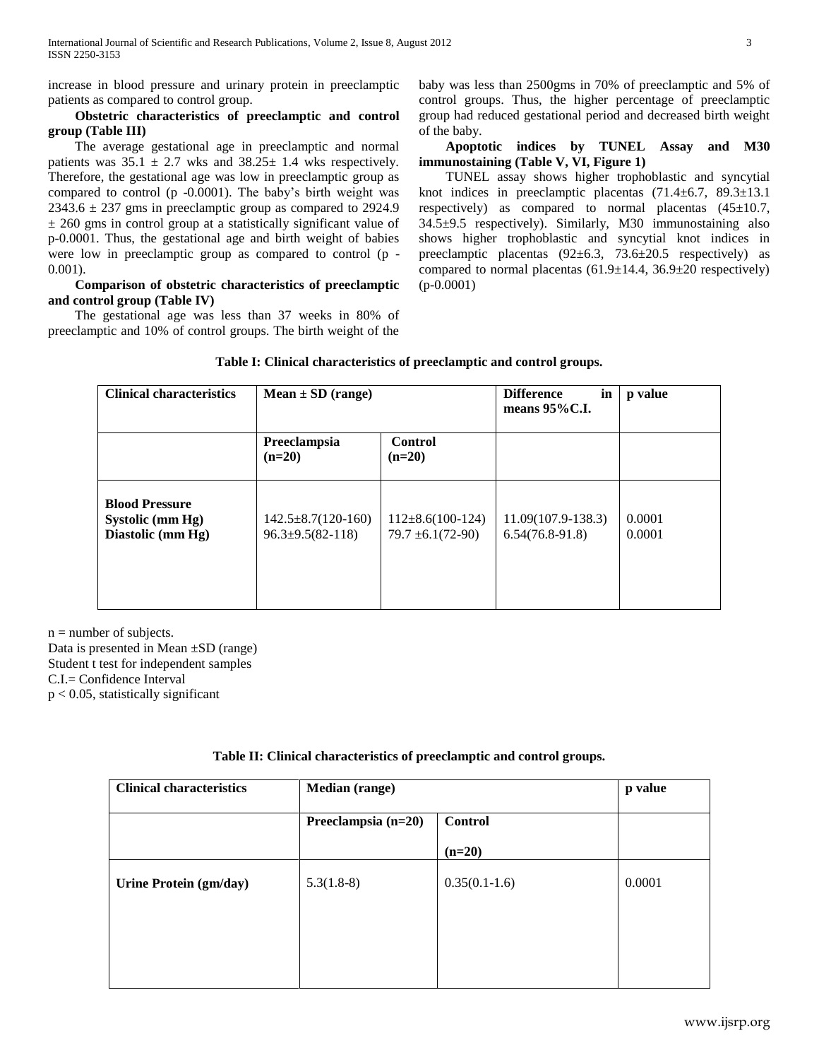increase in blood pressure and urinary protein in preeclamptic patients as compared to control group.

**Obstetric characteristics of preeclamptic and control group (Table III)**

The average gestational age in preeclamptic and normal patients was 35.1 ± 2.7 wks and 38.25± 1.4 wks respectively. Therefore, the gestational age was low in preeclamptic group as compared to control (p -0.0001). The baby's birth weight was 2343.6 ± 237 gms in preeclamptic group as compared to 2924.9 ± 260 gms in control group at a statistically significant value of p-0.0001. Thus, the gestational age and birth weight of babies were low in preeclamptic group as compared to control (p - 0.001).

**Comparison of obstetric characteristics of preeclamptic and control group (Table IV)**

The gestational age was less than 37 weeks in 80% of preeclamptic and 10% of control groups. The birth weight of the baby was less than 2500gms in 70% of preeclamptic and 5% of control groups. Thus, the higher percentage of preeclamptic group had reduced gestational period and decreased birth weight of the baby.

**Apoptotic indices by TUNEL Assay and M30 immunostaining (Table V, VI, Figure 1)**

TUNEL assay shows higher trophoblastic and syncytial knot indices in preeclamptic placentas (71.4±6.7, 89.3±13.1 respectively) as compared to normal placentas (45±10.7, 34.5±9.5 respectively). Similarly, M30 immunostaining also shows higher trophoblastic and syncytial knot indices in preeclamptic placentas (92±6.3, 73.6±20.5 respectively) as compared to normal placentas (61.9±14.4, 36.9±20 respectively) (p-0.0001)

**Table I: Clinical characteristics of preeclamptic and control groups.**

| Clinical characteristics | Mean ± SD (range) | | Difference in means 95%C.I. | p value |
|---|---|---|---|---|
| | Preeclampsia (n=20) | Control (n=20) | | |
| **Blood Pressure** <br> **Systolic (mm Hg)** <br> **Diastolic (mm Hg)** | 142.5±8.7(120-160) <br> 96.3±9.5(82-118) | 112±8.6(100-124) <br> 79.7 ±6.1(72-90) | 11.09(107.9-138.3) <br> 6.54(76.8-91.8) | 0.0001 <br> 0.0001 |

n = number of subjects.
Data is presented in Mean ±SD (range)
Student t test for independent samples
C.I.= Confidence Interval
$p < 0.05$, statistically significant

**Table II: Clinical characteristics of preeclamptic and control groups.**

| Clinical characteristics | Median (range) | | p value |
|---|---|---|---|
| | Preeclampsia (n=20) | Control (n=20) | |
| **Urine Protein (gm/day)** | 5.3(1.8-8) | 0.35(0.1-1.6) | 0.0001 |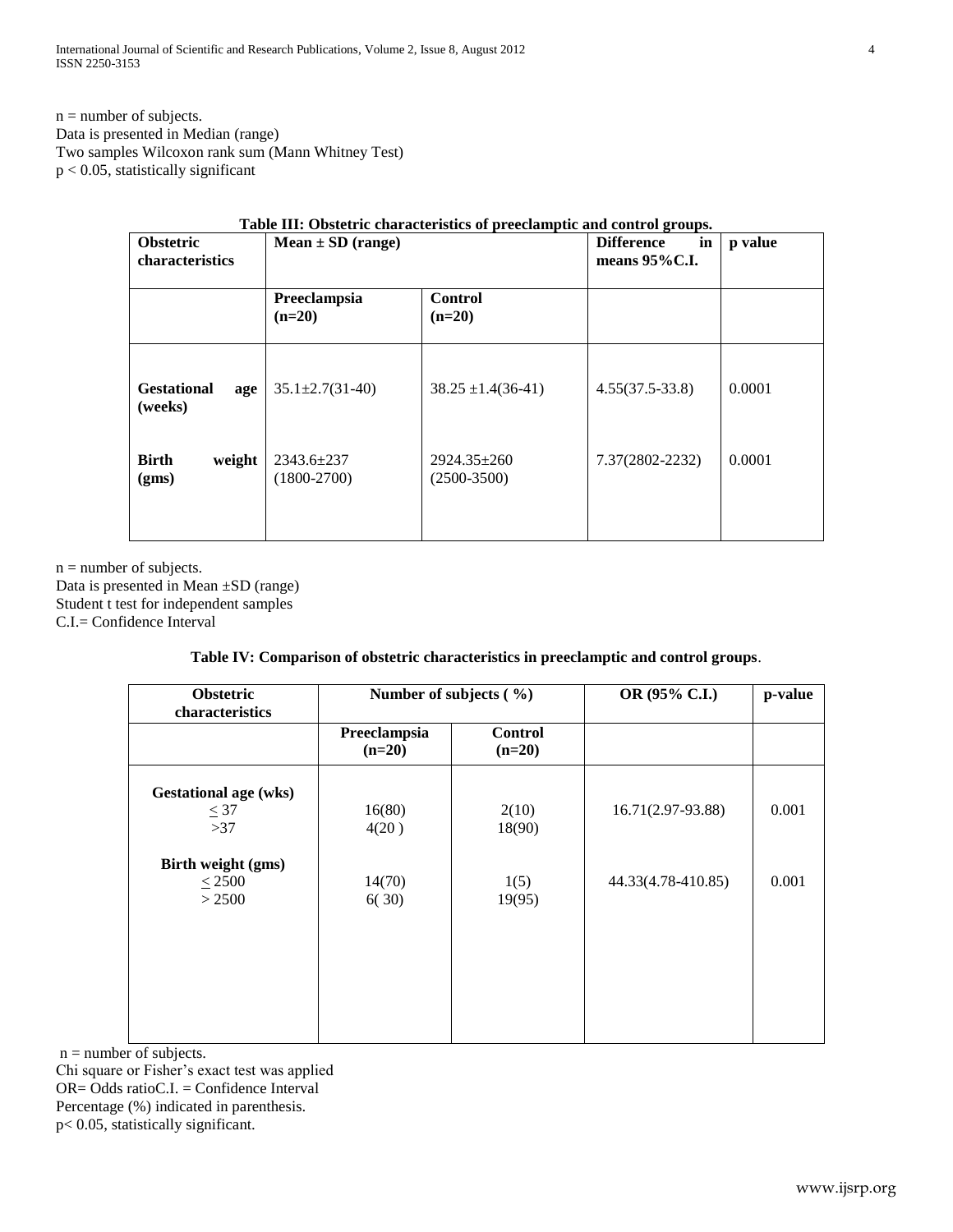n = number of subjects.
Data is presented in Median (range)
Two samples Wilcoxon rank sum (Mann Whitney Test)
$p < 0.05$, statistically significant

**Table III: Obstetric characteristics of preeclamptic and control groups.**

| **Obstetric characteristics** | **Mean ± SD (range)** | | **Difference in means 95%C.I.** | **p value** |
|---|---|---|---|---|
| | **Preeclampsia (n=20)** | **Control (n=20)** | | |
| **Gestational age (weeks)** | 35.1±2.7(31-40) | 38.25 ±1.4(36-41) | 4.55(37.5-33.8) | 0.0001 |
| **Birth weight (gms)** | 2343.6±237 (1800-2700) | 2924.35±260 (2500-3500) | 7.37(2802-2232) | 0.0001 |

n = number of subjects.
Data is presented in Mean ±SD (range)
Student t test for independent samples
C.I.= Confidence Interval

**Table IV: Comparison of obstetric characteristics in preeclamptic and control groups**.

| **Obstetric characteristics** | **Number of subjects ( %)** | | **OR (95% C.I.)** | **p-value** |
|---|---|---|---|---|
| | **Preeclampsia (n=20)** | **Control (n=20)** | | |
| **Gestational age (wks)** | | | | |
| $\leq 37$ | 16(80) | 2(10) | 16.71(2.97-93.88) | 0.001 |
| $>37$ | 4(20 ) | 18(90) | | |
| **Birth weight (gms)** | | | | |
| $\leq 2500$ | 14(70) | 1(5) | 44.33(4.78-410.85) | 0.001 |
| $> 2500$ | 6( 30) | 19(95) | | |

n = number of subjects.
Chi square or Fisher's exact test was applied
OR= Odds ratioC.I. = Confidence Interval
Percentage (%) indicated in parenthesis.
$p< 0.05$, statistically significant.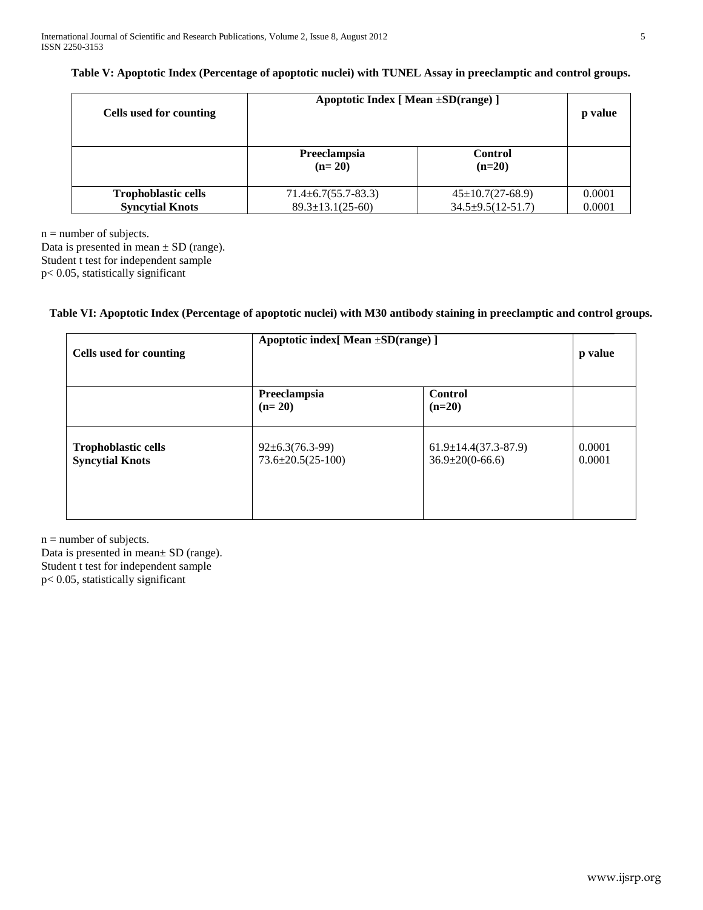**Table V: Apoptotic Index (Percentage of apoptotic nuclei) with TUNEL Assay in preeclamptic and control groups.**

| Cells used for counting | Apoptotic Index [ Mean ±SD(range) ] | | p value |
|---|---|---|---|
| | Preeclampsia (n= 20) | Control (n=20) | |
| Trophoblastic cells | 71.4±6.7(55.7-83.3) | 45±10.7(27-68.9) | 0.0001 |
| Syncytial Knots | 89.3±13.1(25-60) | 34.5±9.5(12-51.7) | 0.0001 |

n = number of subjects.
Data is presented in mean ± SD (range).
Student t test for independent sample
$p < 0.05$, statistically significant

**Table VI: Apoptotic Index (Percentage of apoptotic nuclei) with M30 antibody staining in preeclamptic and control groups.**

| Cells used for counting | Apoptotic index[ Mean ±SD(range) ] | | p value |
|---|---|---|---|
| | Preeclampsia (n= 20) | Control (n=20) | |
| Trophoblastic cells | 92±6.3(76.3-99) | 61.9±14.4(37.3-87.9) | 0.0001 |
| Syncytial Knots | 73.6±20.5(25-100) | 36.9±20(0-66.6) | 0.0001 |

n = number of subjects.
Data is presented in mean± SD (range).
Student t test for independent sample
$p < 0.05$, statistically significant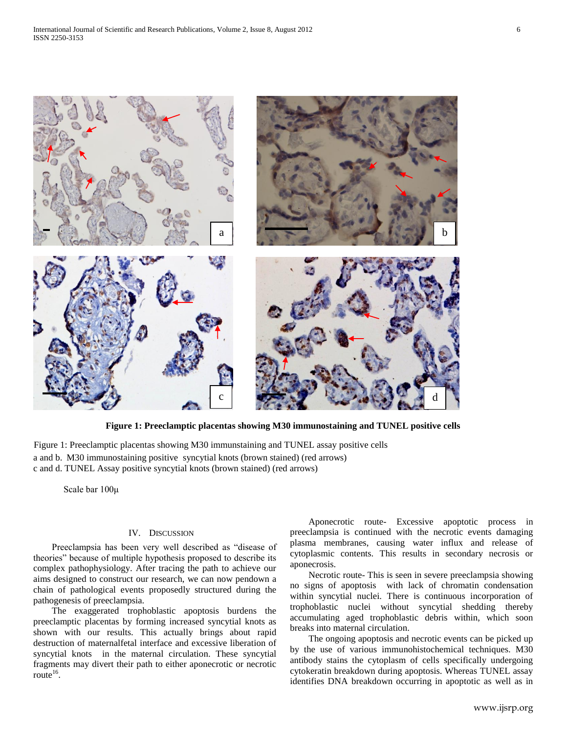**Figure 1: Preeclamptic placentas showing M30 immunostaining and TUNEL positive cells**

Figure 1: Preeclamptic placentas showing M30 immunstaining and TUNEL assay positive cells
a and b. M30 immunostaining positive syncytial knots (brown stained) (red arrows)
c and d. TUNEL Assay positive syncytial knots (brown stained) (red arrows)

Scale bar 100µ

## IV. Discussion

Preeclampsia has been very well described as "disease of theories" because of multiple hypothesis proposed to describe its complex pathophysiology. After tracing the path to achieve our aims designed to construct our research, we can now pendown a chain of pathological events proposedly structured during the pathogenesis of preeclampsia.

The exaggerated trophoblastic apoptosis burdens the preeclamptic placentas by forming increased syncytial knots as shown with our results. This actually brings about rapid destruction of maternalfetal interface and excessive liberation of syncytial knots in the maternal circulation. These syncytial fragments may divert their path to either aponecrotic or necrotic route[16].

Aponecrotic route- Excessive apoptotic process in preeclampsia is continued with the necrotic events damaging plasma membranes, causing water influx and release of cytoplasmic contents. This results in secondary necrosis or aponecrosis.

Necrotic route- This is seen in severe preeclampsia showing no signs of apoptosis with lack of chromatin condensation within syncytial nuclei. There is continuous incorporation of trophoblastic nuclei without syncytial shedding thereby accumulating aged trophoblastic debris within, which soon breaks into maternal circulation.

The ongoing apoptosis and necrotic events can be picked up by the use of various immunohistochemical techniques. M30 antibody stains the cytoplasm of cells specifically undergoing cytokeratin breakdown during apoptosis. Whereas TUNEL assay identifies DNA breakdown occurring in apoptotic as well as in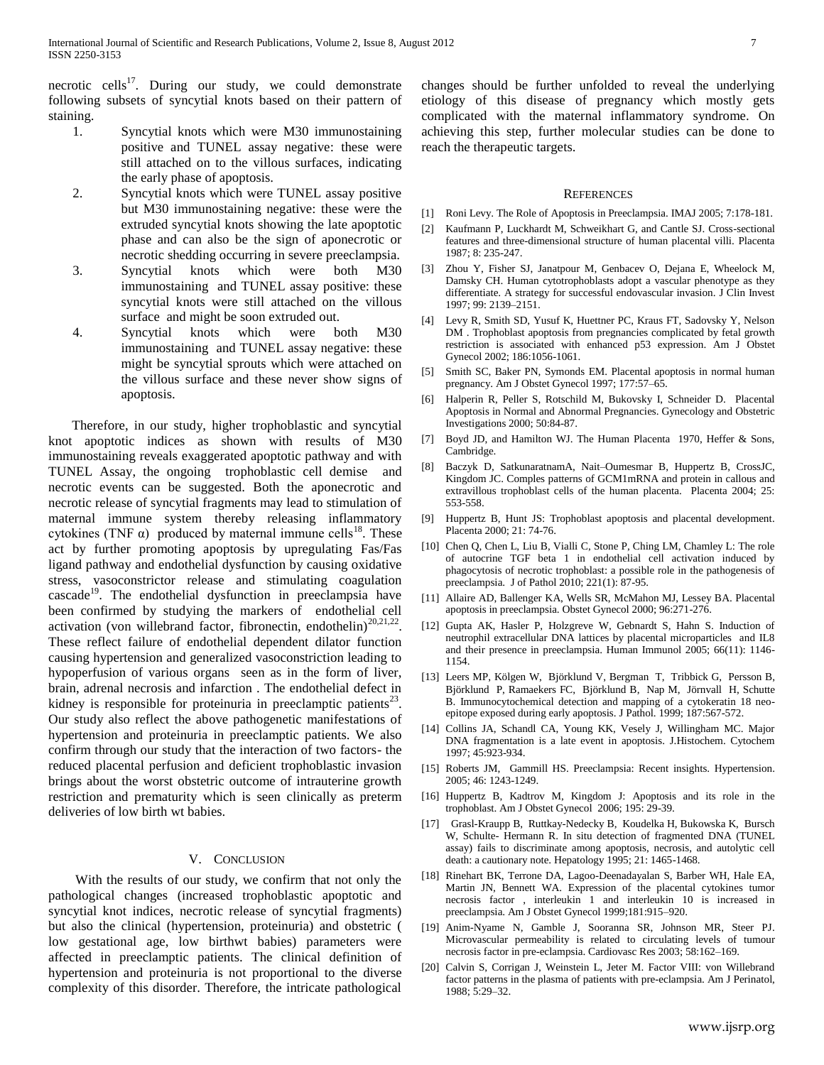necrotic cells[17]. During our study, we could demonstrate following subsets of syncytial knots based on their pattern of staining.

1. Syncytial knots which were M30 immunostaining positive and TUNEL assay negative: these were still attached on to the villous surfaces, indicating the early phase of apoptosis.
2. Syncytial knots which were TUNEL assay positive but M30 immunostaining negative: these were the extruded syncytial knots showing the late apoptotic phase and can also be the sign of aponecrotic or necrotic shedding occurring in severe preeclampsia.
3. Syncytial knots which were both M30 immunostaining and TUNEL assay positive: these syncytial knots were still attached on the villous surface and might be soon extruded out.
4. Syncytial knots which were both M30 immunostaining and TUNEL assay negative: these might be syncytial sprouts which were attached on the villous surface and these never show signs of apoptosis.

Therefore, in our study, higher trophoblastic and syncytial knot apoptotic indices as shown with results of M30 immunostaining reveals exaggerated apoptotic pathway and with TUNEL Assay, the ongoing trophoblastic cell demise and necrotic events can be suggested. Both the aponecrotic and necrotic release of syncytial fragments may lead to stimulation of maternal immune system thereby releasing inflammatory cytokines (TNF α) produced by maternal immune cells[18]. These act by further promoting apoptosis by upregulating Fas/Fas ligand pathway and endothelial dysfunction by causing oxidative stress, vasoconstrictor release and stimulating coagulation cascade[19]. The endothelial dysfunction in preeclampsia have been confirmed by studying the markers of endothelial cell activation (von willebrand factor, fibronectin, endothelin)[20,21,22]. These reflect failure of endothelial dependent dilator function causing hypertension and generalized vasoconstriction leading to hypoperfusion of various organs seen as in the form of liver, brain, adrenal necrosis and infarction . The endothelial defect in kidney is responsible for proteinuria in preeclamptic patients[23]. Our study also reflect the above pathogenetic manifestations of hypertension and proteinuria in preeclamptic patients. We also confirm through our study that the interaction of two factors- the reduced placental perfusion and deficient trophoblastic invasion brings about the worst obstetric outcome of intrauterine growth restriction and prematurity which is seen clinically as preterm deliveries of low birth wt babies.

## V. Conclusion

With the results of our study, we confirm that not only the pathological changes (increased trophoblastic apoptotic and syncytial knot indices, necrotic release of syncytial fragments) but also the clinical (hypertension, proteinuria) and obstetric ( low gestational age, low birthwt babies) parameters were affected in preeclamptic patients. The clinical definition of hypertension and proteinuria is not proportional to the diverse complexity of this disorder. Therefore, the intricate pathological changes should be further unfolded to reveal the underlying etiology of this disease of pregnancy which mostly gets complicated with the maternal inflammatory syndrome. On achieving this step, further molecular studies can be done to reach the therapeutic targets.

## References

[1] Roni Levy. The Role of Apoptosis in Preeclampsia. IMAJ 2005; 7:178-181.

[2] Kaufmann P, Luckhardt M, Schweikhart G, and Cantle SJ. Cross-sectional features and three-dimensional structure of human placental villi. Placenta 1987; 8: 235-247.

[3] Zhou Y, Fisher SJ, Janatpour M, Genbacev O, Dejana E, Wheelock M, Damsky CH. Human cytotrophoblasts adopt a vascular phenotype as they differentiate. A strategy for successful endovascular invasion. J Clin Invest 1997; 99: 2139–2151.

[4] Levy R, Smith SD, Yusuf K, Huettner PC, Kraus FT, Sadovsky Y, Nelson DM . Trophoblast apoptosis from pregnancies complicated by fetal growth restriction is associated with enhanced p53 expression. Am J Obstet Gynecol 2002; 186:1056-1061.

[5] Smith SC, Baker PN, Symonds EM. Placental apoptosis in normal human pregnancy. Am J Obstet Gynecol 1997; 177:57–65.

[6] Halperin R, Peller S, Rotschild M, Bukovsky I, Schneider D. Placental Apoptosis in Normal and Abnormal Pregnancies. Gynecology and Obstetric Investigations 2000; 50:84-87.

[7] Boyd JD, and Hamilton WJ. The Human Placenta 1970, Heffer & Sons, Cambridge.

[8] Baczyk D, SatkunaratnamA, Nait–Oumesmar B, Huppertz B, CrossJC, Kingdom JC. Comples patterns of GCM1mRNA and protein in callous and extravillous trophoblast cells of the human placenta. Placenta 2004; 25: 553-558.

[9] Huppertz B, Hunt JS: Trophoblast apoptosis and placental development. Placenta 2000; 21: 74-76.

[10] Chen Q, Chen L, Liu B, Vialli C, Stone P, Ching LM, Chamley L: The role of autocrine TGF beta 1 in endothelial cell activation induced by phagocytosis of necrotic trophoblast: a possible role in the pathogenesis of preeclampsia. J of Pathol 2010; 221(1): 87-95.

[11] Allaire AD, Ballenger KA, Wells SR, McMahon MJ, Lessey BA. Placental apoptosis in preeclampsia. Obstet Gynecol 2000; 96:271-276.

[12] Gupta AK, Hasler P, Holzgreve W, Gebnardt S, Hahn S. Induction of neutrophil extracellular DNA lattices by placental microparticles and IL8 and their presence in preeclampsia. Human Immunol 2005; 66(11): 1146-1154.

[13] Leers MP, Kölgen W, Björklund V, Bergman T, Tribbick G, Persson B, Björklund P, Ramaekers FC, Björklund B, Nap M, Jörnvall H, Schutte B. Immunocytochemical detection and mapping of a cytokeratin 18 neo-epitope exposed during early apoptosis. J Pathol. 1999; 187:567-572.

[14] Collins JA, Schandl CA, Young KK, Vesely J, Willingham MC. Major DNA fragmentation is a late event in apoptosis. J.Histochem. Cytochem 1997; 45:923-934.

[15] Roberts JM, Gammill HS. Preeclampsia: Recent insights. Hypertension. 2005; 46: 1243-1249.

[16] Huppertz B, Kadtrov M, Kingdom J: Apoptosis and its role in the trophoblast. Am J Obstet Gynecol 2006; 195: 29-39.

[17] Grasl-Kraupp B, Ruttkay-Nedecky B, Koudelka H, Bukowska K, Bursch W, Schulte- Hermann R. In situ detection of fragmented DNA (TUNEL assay) fails to discriminate among apoptosis, necrosis, and autolytic cell death: a cautionary note. Hepatology 1995; 21: 1465-1468.

[18] Rinehart BK, Terrone DA, Lagoo-Deenadayalan S, Barber WH, Hale EA, Martin JN, Bennett WA. Expression of the placental cytokines tumor necrosis factor , interleukin 1 and interleukin 10 is increased in preeclampsia. Am J Obstet Gynecol 1999;181:915–920.

[19] Anim-Nyame N, Gamble J, Sooranna SR, Johnson MR, Steer PJ. Microvascular permeability is related to circulating levels of tumour necrosis factor in pre-eclampsia. Cardiovasc Res 2003; 58:162–169.

[20] Calvin S, Corrigan J, Weinstein L, Jeter M. Factor VIII: von Willebrand factor patterns in the plasma of patients with pre-eclampsia. Am J Perinatol, 1988; 5:29–32.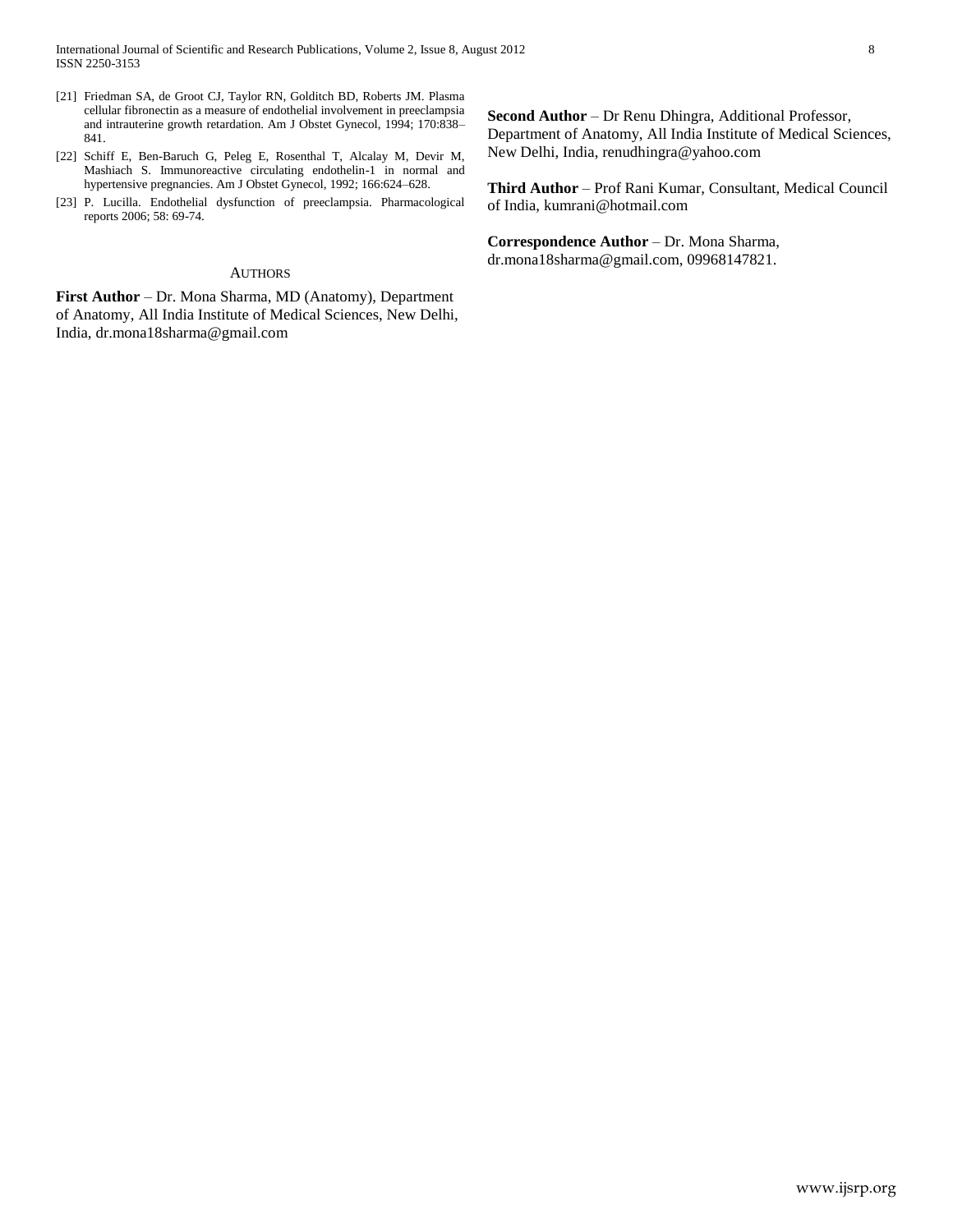[21] Friedman SA, de Groot CJ, Taylor RN, Golditch BD, Roberts JM. Plasma cellular fibronectin as a measure of endothelial involvement in preeclampsia and intrauterine growth retardation. Am J Obstet Gynecol, 1994; 170:838–841.

[22] Schiff E, Ben-Baruch G, Peleg E, Rosenthal T, Alcalay M, Devir M, Mashiach S. Immunoreactive circulating endothelin-1 in normal and hypertensive pregnancies. Am J Obstet Gynecol, 1992; 166:624–628.

[23] P. Lucilla. Endothelial dysfunction of preeclampsia. Pharmacological reports 2006; 58: 69-74.

## AUTHORS

**First Author** – Dr. Mona Sharma, MD (Anatomy), Department of Anatomy, All India Institute of Medical Sciences, New Delhi, India, dr.mona18sharma@gmail.com

**Second Author** – Dr Renu Dhingra, Additional Professor, Department of Anatomy, All India Institute of Medical Sciences, New Delhi, India, renudhingra@yahoo.com

**Third Author** – Prof Rani Kumar, Consultant, Medical Council of India, kumrani@hotmail.com

**Correspondence Author** – Dr. Mona Sharma, dr.mona18sharma@gmail.com, 09968147821.